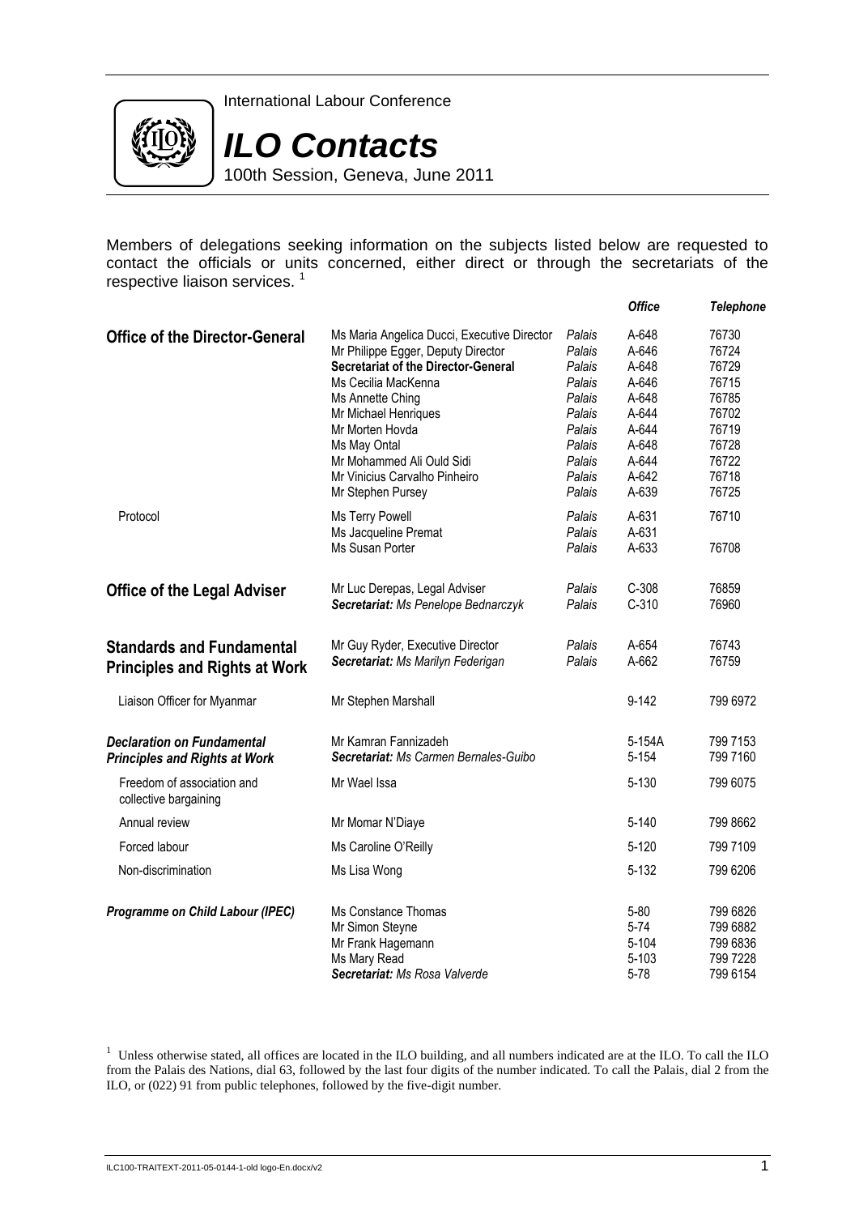International Labour Conference

# ILO Contacts

100th Session, Geneva, June 2011

Members of delegations seeking information on the subjects listed below are requested to contact the officials or units concerned, either direct or through the secretariats of the respective liaison services. [1]

| | | | *Office* | *Telephone* |
|---|---|---|---|---|
| **Office of the Director-General** | Ms Maria Angelica Ducci, Executive Director | *Palais* | A-648 | 76730 |
| | Mr Philippe Egger, Deputy Director | *Palais* | A-646 | 76724 |
| | **Secretariat of the Director-General** | *Palais* | A-648 | 76729 |
| | Ms Cecilia MacKenna | *Palais* | A-646 | 76715 |
| | Ms Annette Ching | *Palais* | A-648 | 76785 |
| | Mr Michael Henriques | *Palais* | A-644 | 76702 |
| | Mr Morten Hovda | *Palais* | A-644 | 76719 |
| | Ms May Ontal | *Palais* | A-648 | 76728 |
| | Mr Mohammed Ali Ould Sidi | *Palais* | A-644 | 76722 |
| | Mr Vinicius Carvalho Pinheiro | *Palais* | A-642 | 76718 |
| | Mr Stephen Pursey | *Palais* | A-639 | 76725 |
| Protocol | Ms Terry Powell | *Palais* | A-631 | 76710 |
| | Ms Jacqueline Premat | *Palais* | A-631 | |
| | Ms Susan Porter | *Palais* | A-633 | 76708 |
| **Office of the Legal Adviser** | Mr Luc Derepas, Legal Adviser | *Palais* | C-308 | 76859 |
| | ***Secretariat:*** *Ms Penelope Bednarczyk* | *Palais* | C-310 | 76960 |
| **Standards and Fundamental Principles and Rights at Work** | Mr Guy Ryder, Executive Director | *Palais* | A-654 | 76743 |
| | ***Secretariat:*** *Ms Marilyn Federigan* | *Palais* | A-662 | 76759 |
| Liaison Officer for Myanmar | Mr Stephen Marshall | | 9-142 | 799 6972 |
| ***Declaration on Fundamental Principles and Rights at Work*** | Mr Kamran Fannizadeh | | 5-154A | 799 7153 |
| | ***Secretariat:*** *Ms Carmen Bernales-Guibo* | | 5-154 | 799 7160 |
| Freedom of association and collective bargaining | Mr Wael Issa | | 5-130 | 799 6075 |
| Annual review | Mr Momar N'Diaye | | 5-140 | 799 8662 |
| Forced labour | Ms Caroline O'Reilly | | 5-120 | 799 7109 |
| Non-discrimination | Ms Lisa Wong | | 5-132 | 799 6206 |
| ***Programme on Child Labour (IPEC)*** | Ms Constance Thomas | | 5-80 | 799 6826 |
| | Mr Simon Steyne | | 5-74 | 799 6882 |
| | Mr Frank Hagemann | | 5-104 | 799 6836 |
| | Ms Mary Read | | 5-103 | 799 7228 |
| | ***Secretariat:*** *Ms Rosa Valverde* | | 5-78 | 799 6154 |

[1] Unless otherwise stated, all offices are located in the ILO building, and all numbers indicated are at the ILO. To call the ILO from the Palais des Nations, dial 63, followed by the last four digits of the number indicated. To call the Palais, dial 2 from the ILO, or (022) 91 from public telephones, followed by the five-digit number.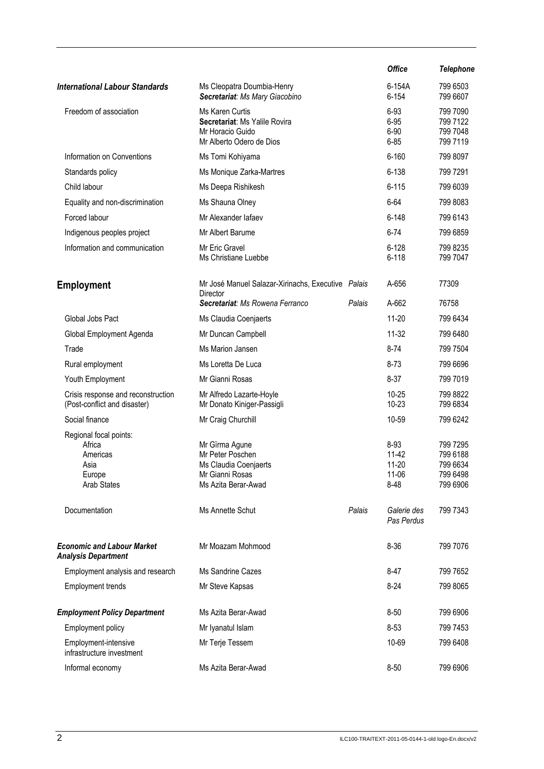| | | | Office | Telephone |
|---|---|---|---|---|
| ***International Labour Standards*** | Ms Cleopatra Doumbia-Henry<br>***Secretariat**: Ms Mary Giacobino* | | 6-154A<br>6-154 | 799 6503<br>799 6607 |
| Freedom of association | Ms Karen Curtis<br>**Secretariat**: Ms Yalile Rovira<br>Mr Horacio Guido<br>Mr Alberto Odero de Dios | | 6-93<br>6-95<br>6-90<br>6-85 | 799 7090<br>799 7122<br>799 7048<br>799 7119 |
| Information on Conventions | Ms Tomi Kohiyama | | 6-160 | 799 8097 |
| Standards policy | Ms Monique Zarka-Martres | | 6-138 | 799 7291 |
| Child labour | Ms Deepa Rishikesh | | 6-115 | 799 6039 |
| Equality and non-discrimination | Ms Shauna Olney | | 6-64 | 799 8083 |
| Forced labour | Mr Alexander Iafaev | | 6-148 | 799 6143 |
| Indigenous peoples project | Mr Albert Barume | | 6-74 | 799 6859 |
| Information and communication | Mr Eric Gravel<br>Ms Christiane Luebbe | | 6-128<br>6-118 | 799 8235<br>799 7047 |
| **Employment** | Mr José Manuel Salazar-Xirinachs, Executive Director | *Palais* | A-656 | 77309 |
| | ***Secretariat**: Ms Rowena Ferranco* | *Palais* | A-662 | 76758 |
| Global Jobs Pact | Ms Claudia Coenjaerts | | 11-20 | 799 6434 |
| Global Employment Agenda | Mr Duncan Campbell | | 11-32 | 799 6480 |
| Trade | Ms Marion Jansen | | 8-74 | 799 7504 |
| Rural employment | Ms Loretta De Luca | | 8-73 | 799 6696 |
| Youth Employment | Mr Gianni Rosas | | 8-37 | 799 7019 |
| Crisis response and reconstruction (Post-conflict and disaster) | Mr Alfredo Lazarte-Hoyle<br>Mr Donato Kiniger-Passigli | | 10-25<br>10-23 | 799 8822<br>799 6834 |
| Social finance | Mr Craig Churchill | | 10-59 | 799 6242 |
| Regional focal points:<br>Africa<br>Americas<br>Asia<br>Europe<br>Arab States | <br>Mr Gïrma Agune<br>Mr Peter Poschen<br>Ms Claudia Coenjaerts<br>Mr Gianni Rosas<br>Ms Azita Berar-Awad | | <br>8-93<br>11-42<br>11-20<br>11-06<br>8-48 | <br>799 7295<br>799 6188<br>799 6634<br>799 6498<br>799 6906 |
| Documentation | Ms Annette Schut | *Palais* | *Galerie des Pas Perdus* | 799 7343 |
| ***Economic and Labour Market Analysis Department*** | Mr Moazam Mohmood | | 8-36 | 799 7076 |
| Employment analysis and research | Ms Sandrine Cazes | | 8-47 | 799 7652 |
| Employment trends | Mr Steve Kapsas | | 8-24 | 799 8065 |
| ***Employment Policy Department*** | Ms Azita Berar-Awad | | 8-50 | 799 6906 |
| Employment policy | Mr Iyanatul Islam | | 8-53 | 799 7453 |
| Employment-intensive infrastructure investment | Mr Terje Tessem | | 10-69 | 799 6408 |
| Informal economy | Ms Azita Berar-Awad | | 8-50 | 799 6906 |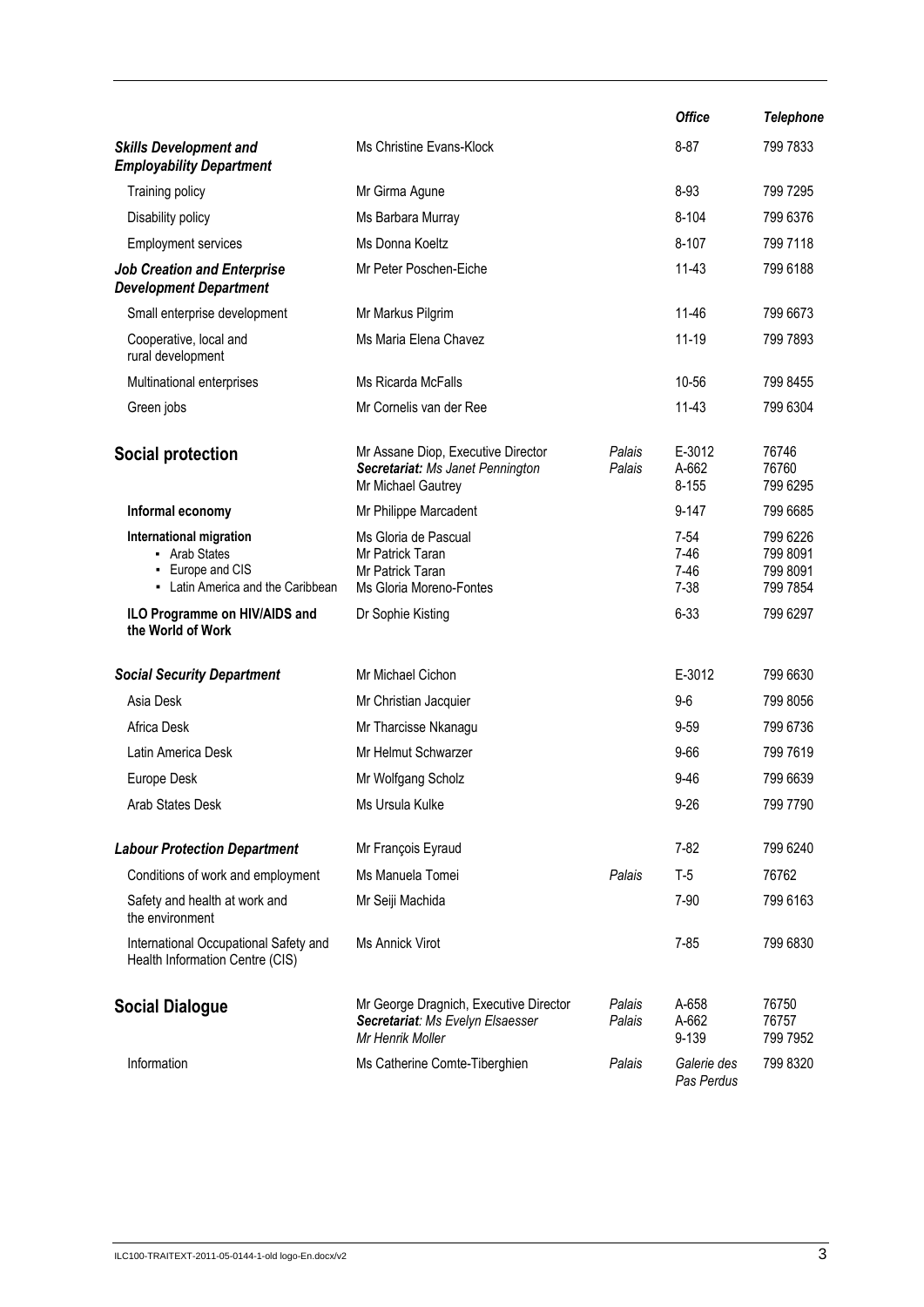| | | | Office | Telephone |
|---|---|---|---|---|
| ***Skills Development and Employability Department*** | Ms Christine Evans-Klock | | 8-87 | 799 7833 |
| Training policy | Mr Girma Agune | | 8-93 | 799 7295 |
| Disability policy | Ms Barbara Murray | | 8-104 | 799 6376 |
| Employment services | Ms Donna Koeltz | | 8-107 | 799 7118 |
| ***Job Creation and Enterprise Development Department*** | Mr Peter Poschen-Eiche | | 11-43 | 799 6188 |
| Small enterprise development | Mr Markus Pilgrim | | 11-46 | 799 6673 |
| Cooperative, local and rural development | Ms Maria Elena Chavez | | 11-19 | 799 7893 |
| Multinational enterprises | Ms Ricarda McFalls | | 10-56 | 799 8455 |
| Green jobs | Mr Cornelis van der Ree | | 11-43 | 799 6304 |
| **Social protection** | Mr Assane Diop, Executive Director<br>***Secretariat:*** *Ms Janet Pennington*<br>Mr Michael Gautrey | *Palais*<br>*Palais* | E-3012<br>A-662<br>8-155 | 76746<br>76760<br>799 6295 |
| **Informal economy** | Mr Philippe Marcadent | | 9-147 | 799 6685 |
| **International migration**<br>• Arab States<br>• Europe and CIS<br>• Latin America and the Caribbean | Ms Gloria de Pascual<br>Mr Patrick Taran<br>Mr Patrick Taran<br>Ms Gloria Moreno-Fontes | | 7-54<br>7-46<br>7-46<br>7-38 | 799 6226<br>799 8091<br>799 8091<br>799 7854 |
| **ILO Programme on HIV/AIDS and the World of Work** | Dr Sophie Kisting | | 6-33 | 799 6297 |
| ***Social Security Department*** | Mr Michael Cichon | | E-3012 | 799 6630 |
| Asia Desk | Mr Christian Jacquier | | 9-6 | 799 8056 |
| Africa Desk | Mr Tharcisse Nkanagu | | 9-59 | 799 6736 |
| Latin America Desk | Mr Helmut Schwarzer | | 9-66 | 799 7619 |
| Europe Desk | Mr Wolfgang Scholz | | 9-46 | 799 6639 |
| Arab States Desk | Ms Ursula Kulke | | 9-26 | 799 7790 |
| ***Labour Protection Department*** | Mr François Eyraud | | 7-82 | 799 6240 |
| Conditions of work and employment | Ms Manuela Tomei | *Palais* | T-5 | 76762 |
| Safety and health at work and the environment | Mr Seiji Machida | | 7-90 | 799 6163 |
| International Occupational Safety and Health Information Centre (CIS) | Ms Annick Virot | | 7-85 | 799 6830 |
| **Social Dialogue** | Mr George Dragnich, Executive Director<br>***Secretariat****: Ms Evelyn Elsaesser*<br>*Mr Henrik Moller* | *Palais*<br>*Palais* | A-658<br>A-662<br>9-139 | 76750<br>76757<br>799 7952 |
| Information | Ms Catherine Comte-Tiberghien | *Palais* | *Galerie des Pas Perdus* | 799 8320 |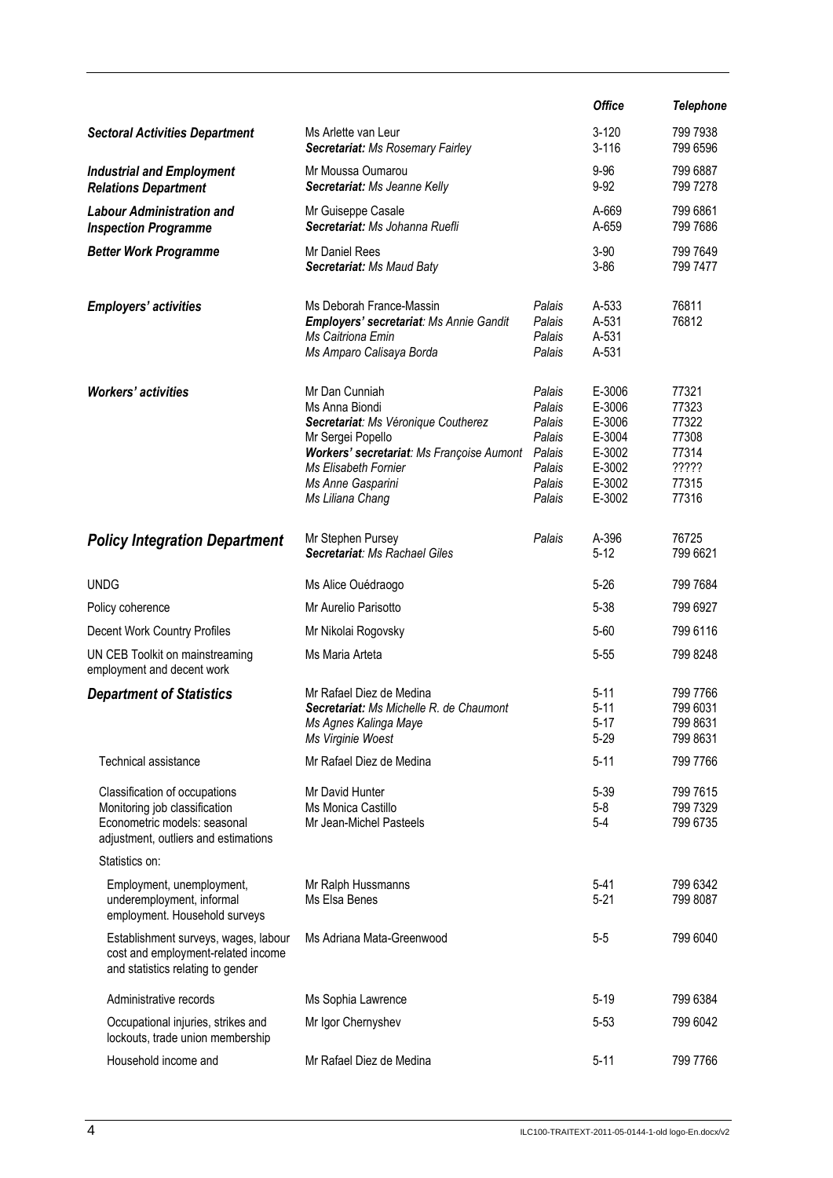| | | | Office | Telephone |
|---|---|---|---|---|
| ***Sectoral Activities Department*** | Ms Arlette van Leur | | 3-120 | 799 7938 |
| | ***Secretariat:*** *Ms Rosemary Fairley* | | 3-116 | 799 6596 |
| ***Industrial and Employment Relations Department*** | Mr Moussa Oumarou | | 9-96 | 799 6887 |
| | ***Secretariat:*** *Ms Jeanne Kelly* | | 9-92 | 799 7278 |
| ***Labour Administration and Inspection Programme*** | Mr Guiseppe Casale | | A-669 | 799 6861 |
| | ***Secretariat:*** *Ms Johanna Ruefli* | | A-659 | 799 7686 |
| ***Better Work Programme*** | Mr Daniel Rees | | 3-90 | 799 7649 |
| | ***Secretariat:*** *Ms Maud Baty* | | 3-86 | 799 7477 |
| ***Employers' activities*** | Ms Deborah France-Massin | *Palais* | A-533 | 76811 |
| | ***Employers' secretariat:*** *Ms Annie Gandit* | *Palais* | A-531 | 76812 |
| | *Ms Caitriona Emin* | *Palais* | A-531 | |
| | *Ms Amparo Calisaya Borda* | *Palais* | A-531 | |
| ***Workers' activities*** | Mr Dan Cunniah | *Palais* | E-3006 | 77321 |
| | Ms Anna Biondi | *Palais* | E-3006 | 77323 |
| | ***Secretariat:*** *Ms Véronique Coutherez* | *Palais* | E-3006 | 77322 |
| | Mr Sergei Popello | *Palais* | E-3004 | 77308 |
| | ***Workers' secretariat:*** *Ms Françoise Aumont* | *Palais* | E-3002 | 77314 |
| | *Ms Elisabeth Fornier* | *Palais* | E-3002 | ????? |
| | *Ms Anne Gasparini* | *Palais* | E-3002 | 77315 |
| | *Ms Liliana Chang* | *Palais* | E-3002 | 77316 |
| ***Policy Integration Department*** | Mr Stephen Pursey | *Palais* | A-396 | 76725 |
| | ***Secretariat:*** *Ms Rachael Giles* | | 5-12 | 799 6621 |
| UNDG | Ms Alice Ouédraogo | | 5-26 | 799 7684 |
| Policy coherence | Mr Aurelio Parisotto | | 5-38 | 799 6927 |
| Decent Work Country Profiles | Mr Nikolai Rogovsky | | 5-60 | 799 6116 |
| UN CEB Toolkit on mainstreaming employment and decent work | Ms Maria Arteta | | 5-55 | 799 8248 |
| ***Department of Statistics*** | Mr Rafael Diez de Medina | | 5-11 | 799 7766 |
| | ***Secretariat:*** *Ms Michelle R. de Chaumont* | | 5-11 | 799 6031 |
| | *Ms Agnes Kalinga Maye* | | 5-17 | 799 8631 |
| | *Ms Virginie Woest* | | 5-29 | 799 8631 |
| Technical assistance | Mr Rafael Diez de Medina | | 5-11 | 799 7766 |
| Classification of occupations | Mr David Hunter | | 5-39 | 799 7615 |
| Monitoring job classification | Ms Monica Castillo | | 5-8 | 799 7329 |
| Econometric models: seasonal adjustment, outliers and estimations | Mr Jean-Michel Pasteels | | 5-4 | 799 6735 |
| Statistics on: | | | | |
| Employment, unemployment, underemployment, informal employment. Household surveys | Mr Ralph Hussmanns | | 5-41 | 799 6342 |
| | Ms Elsa Benes | | 5-21 | 799 8087 |
| Establishment surveys, wages, labour cost and employment-related income and statistics relating to gender | Ms Adriana Mata-Greenwood | | 5-5 | 799 6040 |
| Administrative records | Ms Sophia Lawrence | | 5-19 | 799 6384 |
| Occupational injuries, strikes and lockouts, trade union membership | Mr Igor Chernyshev | | 5-53 | 799 6042 |
| Household income and | Mr Rafael Diez de Medina | | 5-11 | 799 7766 |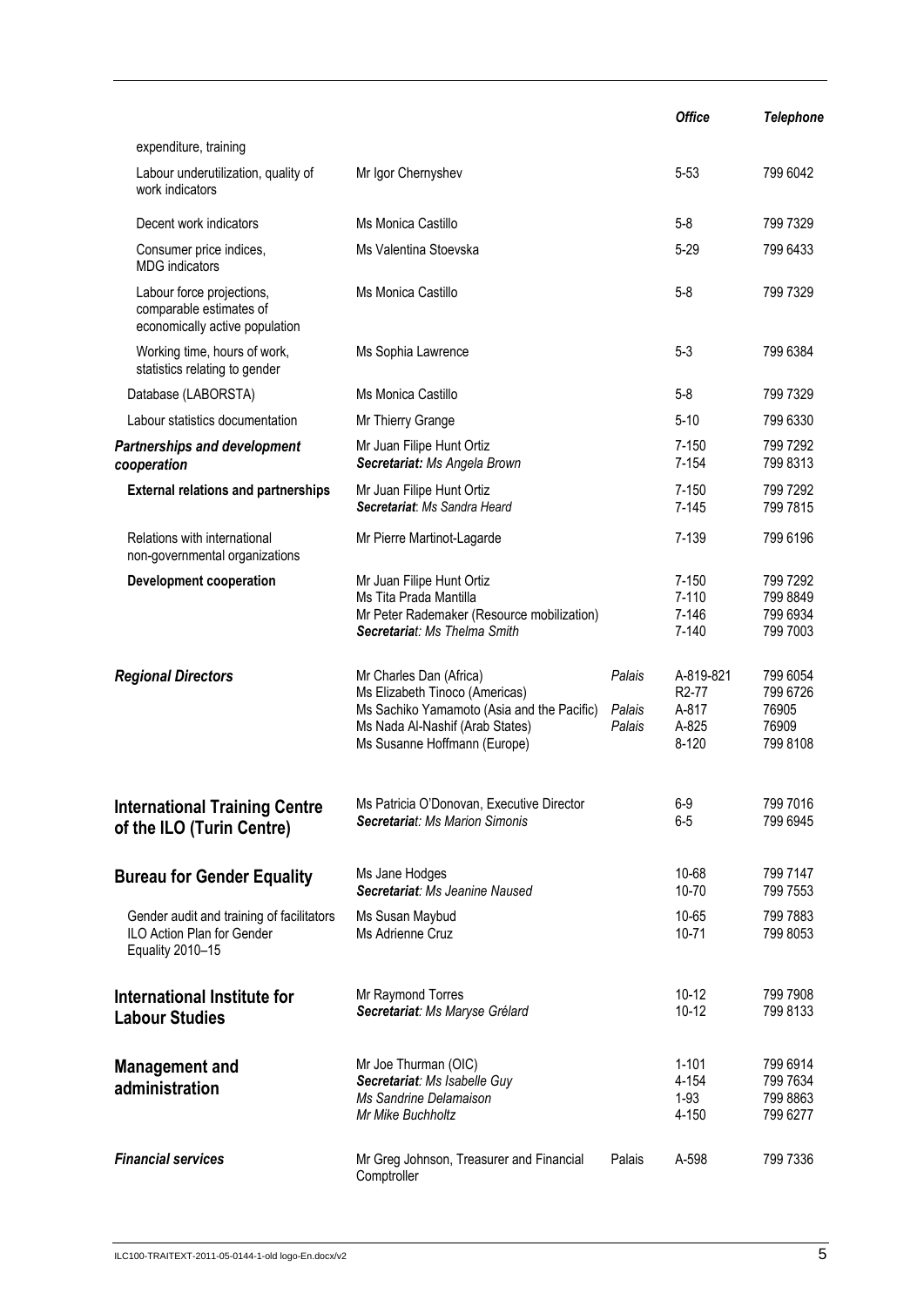| | | | Office | Telephone |
|---|---|---|---|---|
| expenditure, training | | | | |
| Labour underutilization, quality of work indicators | Mr Igor Chernyshev | | 5-53 | 799 6042 |
| Decent work indicators | Ms Monica Castillo | | 5-8 | 799 7329 |
| Consumer price indices, MDG indicators | Ms Valentina Stoevska | | 5-29 | 799 6433 |
| Labour force projections, comparable estimates of economically active population | Ms Monica Castillo | | 5-8 | 799 7329 |
| Working time, hours of work, statistics relating to gender | Ms Sophia Lawrence | | 5-3 | 799 6384 |
| Database (LABORSTA) | Ms Monica Castillo | | 5-8 | 799 7329 |
| Labour statistics documentation | Mr Thierry Grange | | 5-10 | 799 6330 |
| ***Partnerships and development cooperation*** | Mr Juan Filipe Hunt Ortiz<br>***Secretariat:*** *Ms Angela Brown* | | 7-150<br>7-154 | 799 7292<br>799 8313 |
| **External relations and partnerships** | Mr Juan Filipe Hunt Ortiz<br>***Secretariat***: *Ms Sandra Heard* | | 7-150<br>7-145 | 799 7292<br>799 7815 |
| Relations with international non-governmental organizations | Mr Pierre Martinot-Lagarde | | 7-139 | 799 6196 |
| **Development cooperation** | Mr Juan Filipe Hunt Ortiz<br>Ms Tita Prada Mantilla<br>Mr Peter Rademaker (Resource mobilization)<br>***Secretariat***: *Ms Thelma Smith* | | 7-150<br>7-110<br>7-146<br>7-140 | 799 7292<br>799 8849<br>799 6934<br>799 7003 |
| ***Regional Directors*** | Mr Charles Dan (Africa)<br>Ms Elizabeth Tinoco (Americas)<br>Ms Sachiko Yamamoto (Asia and the Pacific)<br>Ms Nada Al-Nashif (Arab States)<br>Ms Susanne Hoffmann (Europe) | Palais<br><br>Palais<br>Palais<br> | A-819-821<br>R2-77<br>A-817<br>A-825<br>8-120 | 799 6054<br>799 6726<br>76905<br>76909<br>799 8108 |
| **International Training Centre of the ILO (Turin Centre)** | Ms Patricia O'Donovan, Executive Director<br>***Secretariat***: *Ms Marion Simonis* | | 6-9<br>6-5 | 799 7016<br>799 6945 |
| **Bureau for Gender Equality** | Ms Jane Hodges<br>***Secretariat***: *Ms Jeanine Naused* | | 10-68<br>10-70 | 799 7147<br>799 7553 |
| Gender audit and training of facilitators ILO Action Plan for Gender Equality 2010–15 | Ms Susan Maybud<br>Ms Adrienne Cruz | | 10-65<br>10-71 | 799 7883<br>799 8053 |
| **International Institute for Labour Studies** | Mr Raymond Torres<br>***Secretariat***: *Ms Maryse Grélard* | | 10-12<br>10-12 | 799 7908<br>799 8133 |
| **Management and administration** | Mr Joe Thurman (OIC)<br>***Secretariat***: *Ms Isabelle Guy*<br>*Ms Sandrine Delamaison*<br>*Mr Mike Buchholtz* | | 1-101<br>4-154<br>1-93<br>4-150 | 799 6914<br>799 7634<br>799 8863<br>799 6277 |
| ***Financial services*** | Mr Greg Johnson, Treasurer and Financial Comptroller | Palais | A-598 | 799 7336 |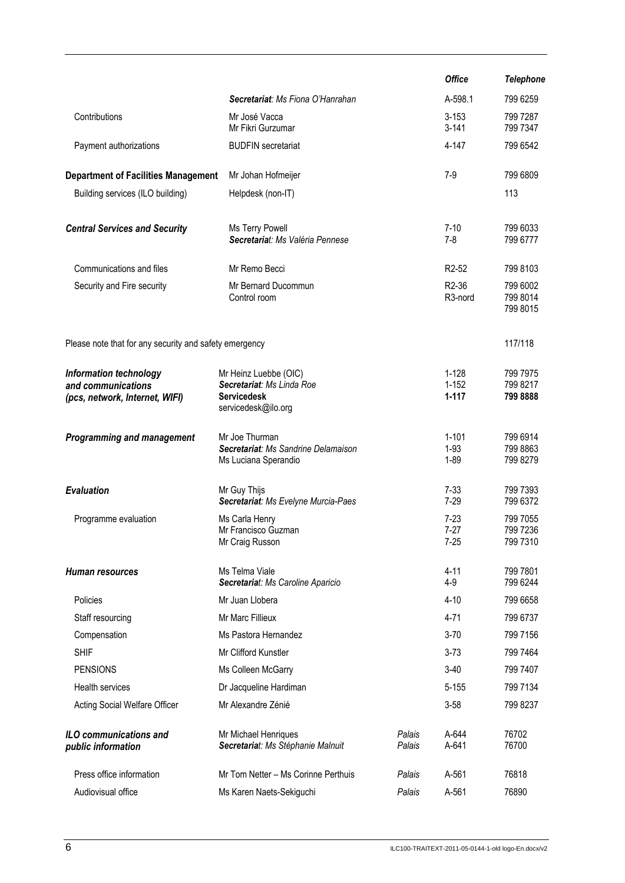| | | | Office | Telephone |
|---|---|---|---|---|
| | ***Secretariat**: Ms Fiona O'Hanrahan* | | A-598.1 | 799 6259 |
| Contributions | Mr José Vacca<br>Mr Fikri Gurzumar | | 3-153<br>3-141 | 799 7287<br>799 7347 |
| Payment authorizations | BUDFIN secretariat | | 4-147 | 799 6542 |
| **Department of Facilities Management** | Mr Johan Hofmeijer | | 7-9 | 799 6809 |
| Building services (ILO building) | Helpdesk (non-IT) | | | 113 |
| ***Central Services and Security*** | Ms Terry Powell<br>***Secretariat**: Ms Valéria Pennese* | | 7-10<br>7-8 | 799 6033<br>799 6777 |
| Communications and files | Mr Remo Becci | | R2-52 | 799 8103 |
| Security and Fire security | Mr Bernard Ducommun<br>Control room | | R2-36<br>R3-nord | 799 6002<br>799 8014<br>799 8015 |
| Please note that for any security and safety emergency | | | | 117/118 |
| ***Information technology and communications (pcs, network, Internet, WIFI)*** | Mr Heinz Luebbe (OIC)<br>***Secretariat**: Ms Linda Roe*<br>**Servicedesk**<br>servicedesk@ilo.org | | 1-128<br>1-152<br>**1-117** | 799 7975<br>799 8217<br>**799 8888** |
| ***Programming and management*** | Mr Joe Thurman<br>***Secretariat**: Ms Sandrine Delamaison*<br>Ms Luciana Sperandio | | 1-101<br>1-93<br>1-89 | 799 6914<br>799 8863<br>799 8279 |
| ***Evaluation*** | Mr Guy Thijs<br>***Secretariat**: Ms Evelyne Murcia-Paes* | | 7-33<br>7-29 | 799 7393<br>799 6372 |
| Programme evaluation | Ms Carla Henry<br>Mr Francisco Guzman<br>Mr Craig Russon | | 7-23<br>7-27<br>7-25 | 799 7055<br>799 7236<br>799 7310 |
| ***Human resources*** | Ms Telma Viale<br>***Secretariat**: Ms Caroline Aparicio* | | 4-11<br>4-9 | 799 7801<br>799 6244 |
| Policies | Mr Juan Llobera | | 4-10 | 799 6658 |
| Staff resourcing | Mr Marc Fillieux | | 4-71 | 799 6737 |
| Compensation | Ms Pastora Hernandez | | 3-70 | 799 7156 |
| SHIF | Mr Clifford Kunstler | | 3-73 | 799 7464 |
| PENSIONS | Ms Colleen McGarry | | 3-40 | 799 7407 |
| Health services | Dr Jacqueline Hardiman | | 5-155 | 799 7134 |
| Acting Social Welfare Officer | Mr Alexandre Zénié | | 3-58 | 799 8237 |
| ***ILO communications and public information*** | Mr Michael Henriques<br>***Secretariat**: Ms Stéphanie Malnuit* | *Palais*<br>*Palais* | A-644<br>A-641 | 76702<br>76700 |
| Press office information | Mr Tom Netter – Ms Corinne Perthuis | *Palais* | A-561 | 76818 |
| Audiovisual office | Ms Karen Naets-Sekiguchi | *Palais* | A-561 | 76890 |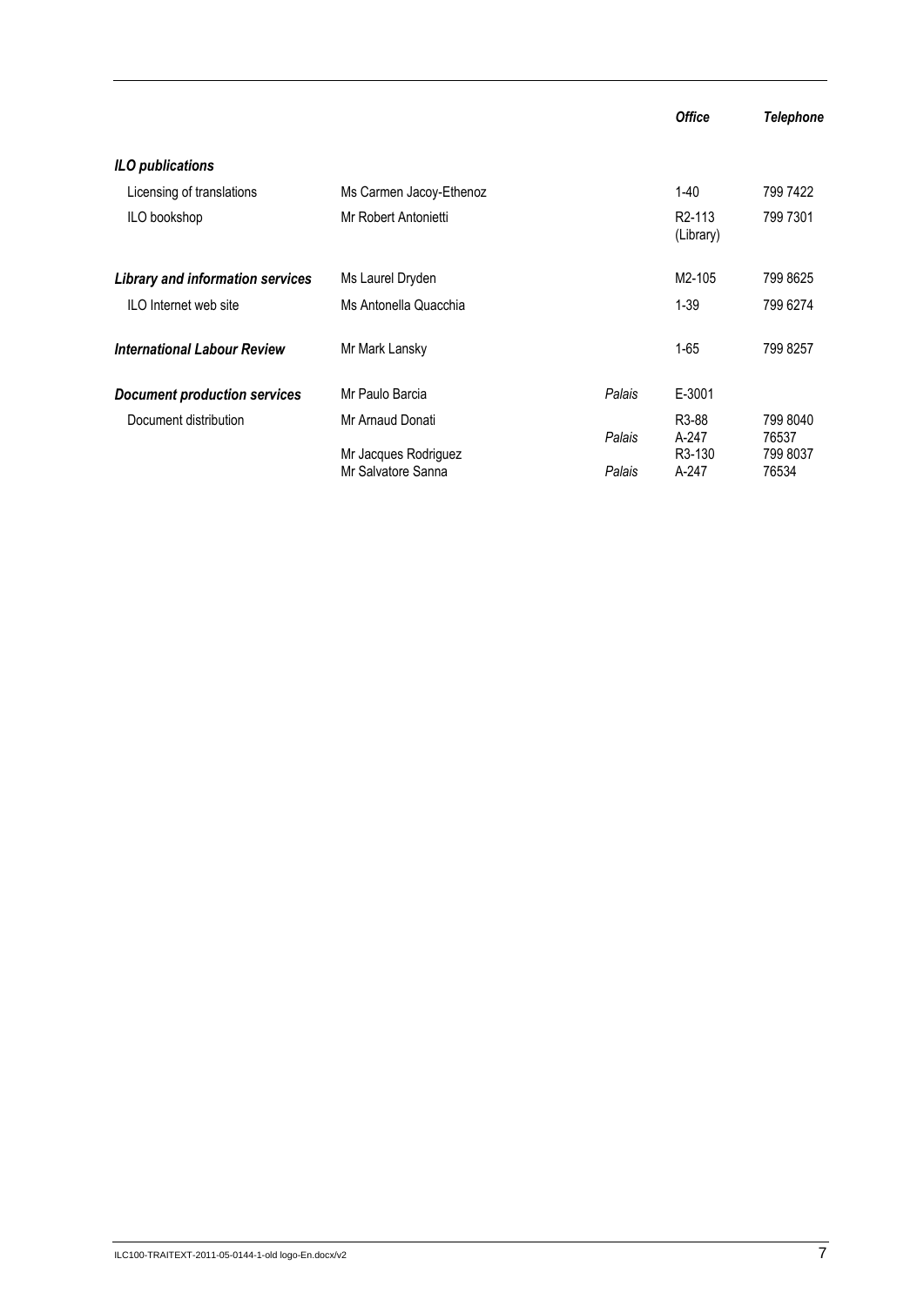| | | | Office | Telephone |
|---|---|---|---|---|
| ***ILO publications*** | | | | |
| Licensing of translations | Ms Carmen Jacoy-Ethenoz | | 1-40 | 799 7422 |
| ILO bookshop | Mr Robert Antonietti | | R2-113 (Library) | 799 7301 |
| ***Library and information services*** | Ms Laurel Dryden | | M2-105 | 799 8625 |
| ILO Internet web site | Ms Antonella Quacchia | | 1-39 | 799 6274 |
| ***International Labour Review*** | Mr Mark Lansky | | 1-65 | 799 8257 |
| ***Document production services*** | Mr Paulo Barcia | *Palais* | E-3001 | |
| Document distribution | Mr Arnaud Donati | | R3-88 | 799 8040 |
| | | *Palais* | A-247 | 76537 |
| | Mr Jacques Rodriguez | | R3-130 | 799 8037 |
| | Mr Salvatore Sanna | *Palais* | A-247 | 76534 |